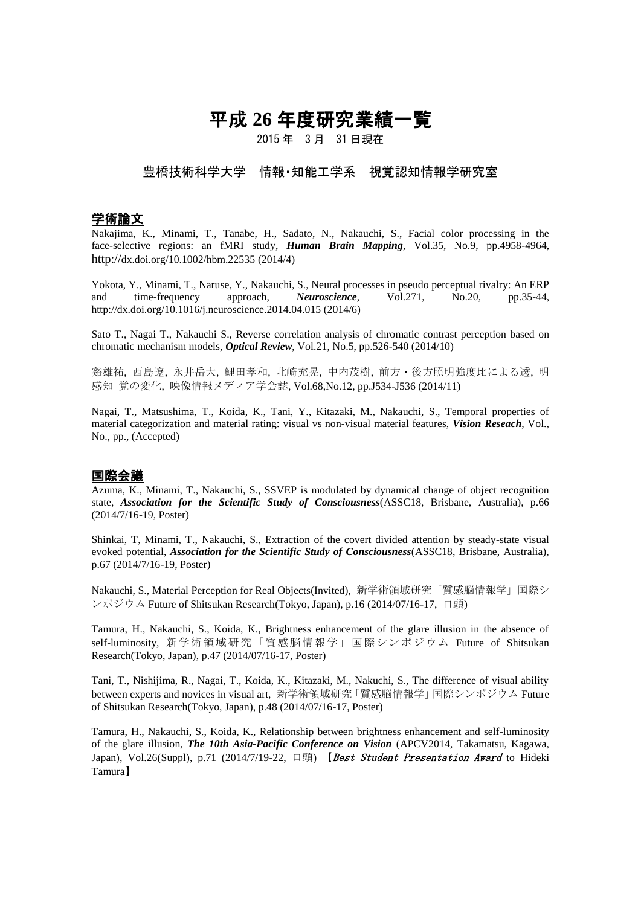# 平成 26 年度研究業績一覧

2015 年　3 月　31 日現在

豊橋技術科学大学　情報・知能工学系　視覚認知情報学研究室

## 学術論文

Nakajima, K., Minami, T., Tanabe, H., Sadato, N., Nakauchi, S., Facial color processing in the face-selective regions: an fMRI study, ***Human Brain Mapping***, Vol.35, No.9, pp.4958-4964, http://dx.doi.org/10.1002/hbm.22535 (2014/4)

Yokota, Y., Minami, T., Naruse, Y., Nakauchi, S., Neural processes in pseudo perceptual rivalry: An ERP and time-frequency approach, ***Neuroscience***, Vol.271, No.20, pp.35-44, http://dx.doi.org/10.1016/j.neuroscience.2014.04.015 (2014/6)

Sato T., Nagai T., Nakauchi S., Reverse correlation analysis of chromatic contrast perception based on chromatic mechanism models, ***Optical Review***, Vol.21, No.5, pp.526-540 (2014/10)

谿雄祐, 西島遼, 永井岳大, 鯉田孝和, 北崎充晃, 中内茂樹, 前方・後方照明強度比による透, 明感知 覚の変化, 映像情報メディア学会誌, Vol.68,No.12, pp.J534-J536 (2014/11)

Nagai, T., Matsushima, T., Koida, K., Tani, Y., Kitazaki, M., Nakauchi, S., Temporal properties of material categorization and material rating: visual vs non-visual material features, ***Vision Reseach***, Vol., No., pp., (Accepted)

## 国際会議

Azuma, K., Minami, T., Nakauchi, S., SSVEP is modulated by dynamical change of object recognition state, ***Association for the Scientific Study of Consciousness***(ASSC18, Brisbane, Australia), p.66 (2014/7/16-19, Poster)

Shinkai, T, Minami, T., Nakauchi, S., Extraction of the covert divided attention by steady-state visual evoked potential, ***Association for the Scientific Study of Consciousness***(ASSC18, Brisbane, Australia), p.67 (2014/7/16-19, Poster)

Nakauchi, S., Material Perception for Real Objects(Invited), 新学術領域研究「質感脳情報学」国際シンポジウム Future of Shitsukan Research(Tokyo, Japan), p.16 (2014/07/16-17, 口頭)

Tamura, H., Nakauchi, S., Koida, K., Brightness enhancement of the glare illusion in the absence of self-luminosity, 新学術領域研究「質感脳情報学」国際シンポジウム Future of Shitsukan Research(Tokyo, Japan), p.47 (2014/07/16-17, Poster)

Tani, T., Nishijima, R., Nagai, T., Koida, K., Kitazaki, M., Nakuchi, S., The difference of visual ability between experts and novices in visual art, 新学術領域研究「質感脳情報学」国際シンポジウム Future of Shitsukan Research(Tokyo, Japan), p.48 (2014/07/16-17, Poster)

Tamura, H., Nakauchi, S., Koida, K., Relationship between brightness enhancement and self-luminosity of the glare illusion, ***The 10th Asia-Pacific Conference on Vision*** (APCV2014, Takamatsu, Kagawa, Japan), Vol.26(Suppl), p.71 (2014/7/19-22, 口頭) 【*Best Student Presentation Award* to Hideki Tamura】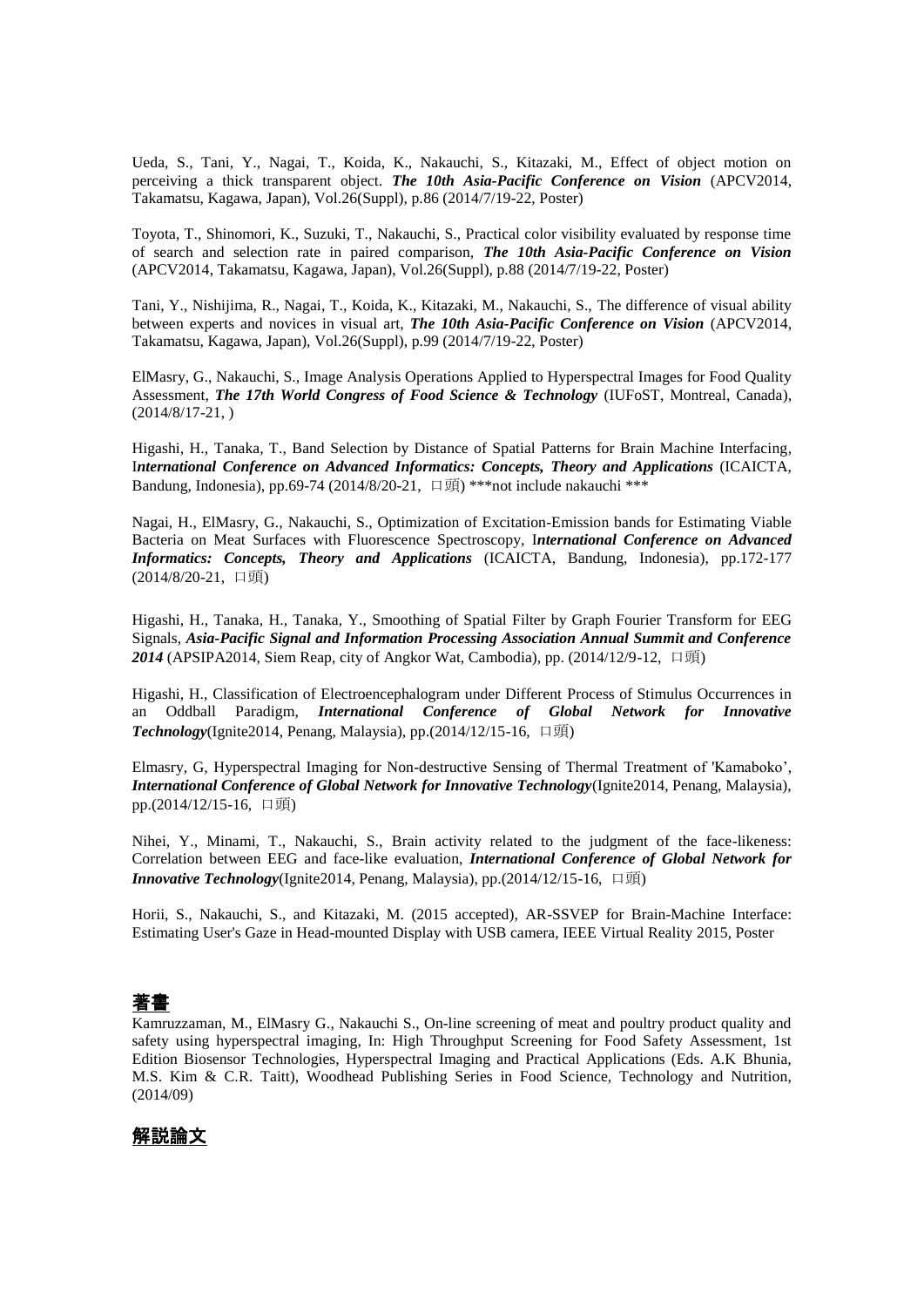Ueda, S., Tani, Y., Nagai, T., Koida, K., Nakauchi, S., Kitazaki, M., Effect of object motion on perceiving a thick transparent object. ***The 10th Asia-Pacific Conference on Vision*** (APCV2014, Takamatsu, Kagawa, Japan), Vol.26(Suppl), p.86 (2014/7/19-22, Poster)

Toyota, T., Shinomori, K., Suzuki, T., Nakauchi, S., Practical color visibility evaluated by response time of search and selection rate in paired comparison, ***The 10th Asia-Pacific Conference on Vision*** (APCV2014, Takamatsu, Kagawa, Japan), Vol.26(Suppl), p.88 (2014/7/19-22, Poster)

Tani, Y., Nishijima, R., Nagai, T., Koida, K., Kitazaki, M., Nakauchi, S., The difference of visual ability between experts and novices in visual art, ***The 10th Asia-Pacific Conference on Vision*** (APCV2014, Takamatsu, Kagawa, Japan), Vol.26(Suppl), p.99 (2014/7/19-22, Poster)

ElMasry, G., Nakauchi, S., Image Analysis Operations Applied to Hyperspectral Images for Food Quality Assessment, ***The 17th World Congress of Food Science & Technology*** (IUFoST, Montreal, Canada), (2014/8/17-21, )

Higashi, H., Tanaka, T., Band Selection by Distance of Spatial Patterns for Brain Machine Interfacing, I***nternational Conference on Advanced Informatics: Concepts, Theory and Applications*** (ICAICTA, Bandung, Indonesia), pp.69-74 (2014/8/20-21, 口頭) ***not include nakauchi ***

Nagai, H., ElMasry, G., Nakauchi, S., Optimization of Excitation-Emission bands for Estimating Viable Bacteria on Meat Surfaces with Fluorescence Spectroscopy, I***nternational Conference on Advanced Informatics: Concepts, Theory and Applications*** (ICAICTA, Bandung, Indonesia), pp.172-177 (2014/8/20-21, 口頭)

Higashi, H., Tanaka, H., Tanaka, Y., Smoothing of Spatial Filter by Graph Fourier Transform for EEG Signals, ***Asia-Pacific Signal and Information Processing Association Annual Summit and Conference 2014*** (APSIPA2014, Siem Reap, city of Angkor Wat, Cambodia), pp. (2014/12/9-12, 口頭)

Higashi, H., Classification of Electroencephalogram under Different Process of Stimulus Occurrences in an Oddball Paradigm, ***International Conference of Global Network for Innovative Technology***(Ignite2014, Penang, Malaysia), pp.(2014/12/15-16, 口頭)

Elmasry, G, Hyperspectral Imaging for Non-destructive Sensing of Thermal Treatment of 'Kamaboko', ***International Conference of Global Network for Innovative Technology***(Ignite2014, Penang, Malaysia), pp.(2014/12/15-16, 口頭)

Nihei, Y., Minami, T., Nakauchi, S., Brain activity related to the judgment of the face-likeness: Correlation between EEG and face-like evaluation, ***International Conference of Global Network for Innovative Technology***(Ignite2014, Penang, Malaysia), pp.(2014/12/15-16, 口頭)

Horii, S., Nakauchi, S., and Kitazaki, M. (2015 accepted), AR-SSVEP for Brain-Machine Interface: Estimating User's Gaze in Head-mounted Display with USB camera, IEEE Virtual Reality 2015, Poster

## 著書

Kamruzzaman, M., ElMasry G., Nakauchi S., On-line screening of meat and poultry product quality and safety using hyperspectral imaging, In: High Throughput Screening for Food Safety Assessment, 1st Edition Biosensor Technologies, Hyperspectral Imaging and Practical Applications (Eds. A.K Bhunia, M.S. Kim & C.R. Taitt), Woodhead Publishing Series in Food Science, Technology and Nutrition, (2014/09)

## 解説論文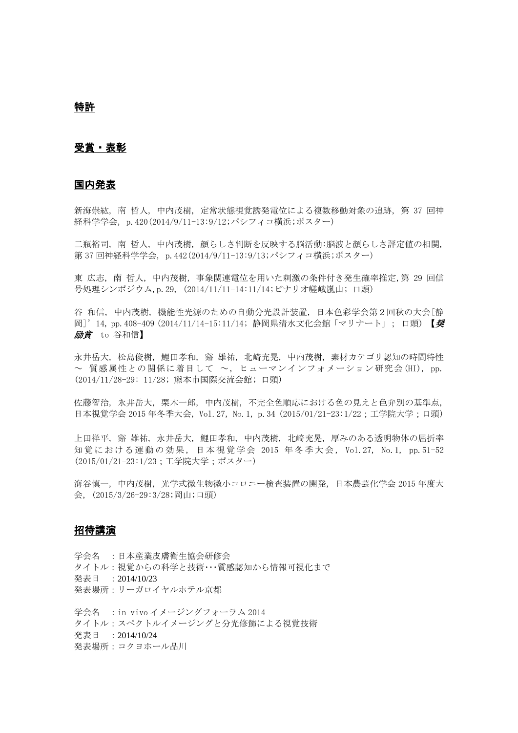## 特許

## 受賞・表彰

## 国内発表

新海崇紘, 南 哲人, 中内茂樹, 定常状態視覚誘発電位による複数移動対象の追跡, 第 37 回神経科学学会, p.420(2014/9/11-13:9/12;パシフィコ横浜;ポスター)

二瓶裕司, 南 哲人, 中内茂樹, 顔らしさ判断を反映する脳活動:脳波と顔らしさ評定値の相関, 第 37 回神経科学学会, p.442(2014/9/11-13:9/13;パシフィコ横浜;ポスター)

東 広志, 南 哲人, 中内茂樹, 事象関連電位を用いた刺激の条件付き発生確率推定,第 29 回信号処理シンポジウム,p.29, (2014/11/11-14:11/14;ビナリオ嵯峨嵐山; 口頭)

谷 和信, 中内茂樹, 機能性光源のための自動分光設計装置, 日本色彩学会第 2 回秋の大会[静岡]'14, pp.408-409 (2014/11/14-15:11/14; 静岡県清水文化会館「マリナート」; 口頭) 【*奨励賞* to 谷和信】

永井岳大, 松島俊樹, 鯉田孝和, 谿 雄祐, 北崎充晃, 中内茂樹, 素材カテゴリ認知の時間特性 ～ 質感属性との関係に着目して ～, ヒューマンインフォメーション研究会(HI), pp. (2014/11/28-29: 11/28; 熊本市国際交流会館; 口頭)

佐藤智治, 永井岳大, 栗木一郎, 中内茂樹, 不完全色順応における色の見えと色弁別の基準点, 日本視覚学会 2015 年冬季大会, Vol.27, No.1, p.34 (2015/01/21-23:1/22 ; 工学院大学 ; 口頭)

上田祥平, 谿 雄祐, 永井岳大, 鯉田孝和, 中内茂樹, 北崎充晃, 厚みのある透明物体の屈折率知覚における運動の効果, 日本視覚学会 2015 年冬季大会, Vol.27, No.1, pp.51-52 (2015/01/21-23:1/23 ; 工学院大学 ; ポスター)

海谷慎一, 中内茂樹, 光学式微生物微小コロニー検査装置の開発, 日本農芸化学会 2015 年度大会, (2015/3/26-29:3/28;岡山;口頭)

## 招待講演

学会名 : 日本産業皮膚衛生協会研修会
タイトル : 視覚からの科学と技術･･･質感認知から情報可視化まで
発表日 : 2014/10/23
発表場所 : リーガロイヤルホテル京都

学会名 : in vivo イメージングフォーラム 2014
タイトル : スペクトルイメージングと分光修飾による視覚技術
発表日 : 2014/10/24
発表場所 : コクヨホール品川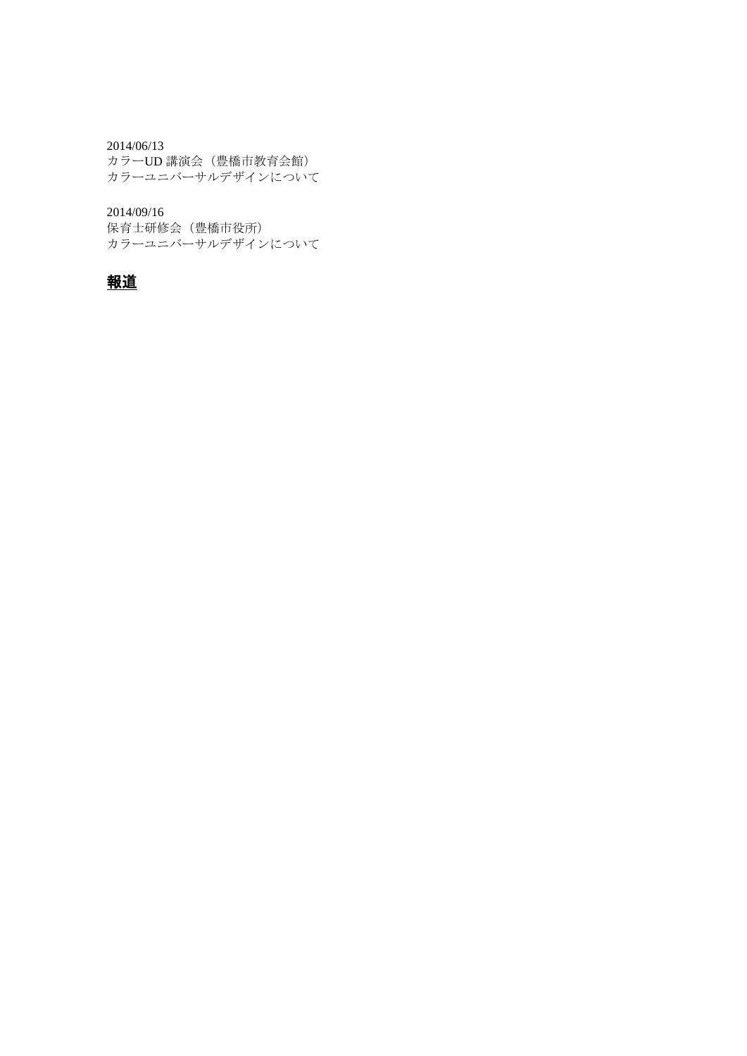2014/06/13
カラーUD 講演会（豊橋市教育会館）
カラーユニバーサルデザインについて

2014/09/16
保育士研修会（豊橋市役所）
カラーユニバーサルデザインについて

## 報道